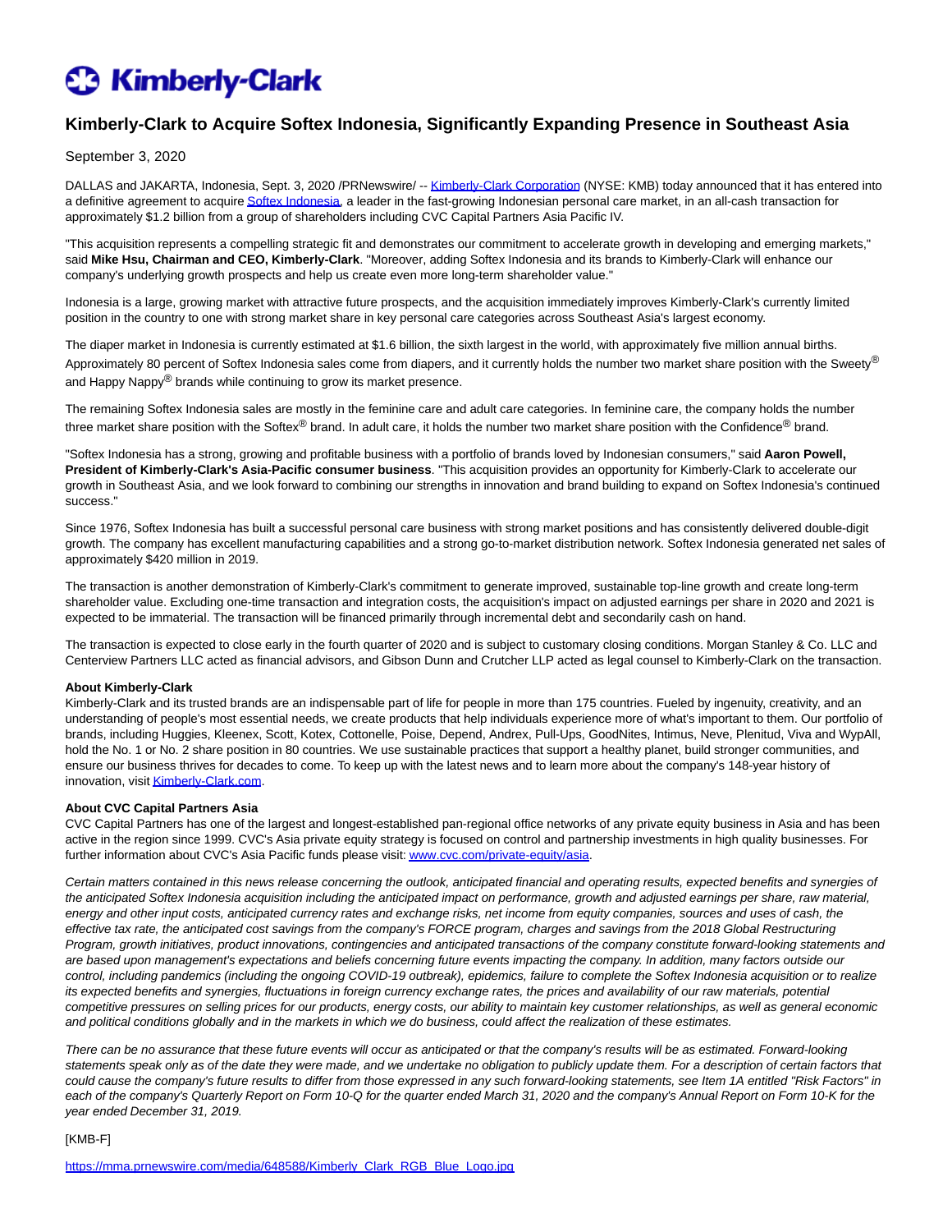# Kimberly-Clark to Acquire Softex Indonesia, Significantly Expanding Presence in Southeast Asia

September 3, 2020

DALLAS and JAKARTA, Indonesia, Sept. 3, 2020 /PRNewswire/ -- Kimberly-Clark Corporation (NYSE: KMB) today announced that it has entered into a definitive agreement to acquire Softex Indonesia, a leader in the fast-growing Indonesian personal care market, in an all-cash transaction for approximately $1.2 billion from a group of shareholders including CVC Capital Partners Asia Pacific IV.

"This acquisition represents a compelling strategic fit and demonstrates our commitment to accelerate growth in developing and emerging markets," said **Mike Hsu, Chairman and CEO, Kimberly-Clark**. "Moreover, adding Softex Indonesia and its brands to Kimberly-Clark will enhance our company's underlying growth prospects and help us create even more long-term shareholder value."

Indonesia is a large, growing market with attractive future prospects, and the acquisition immediately improves Kimberly-Clark's currently limited position in the country to one with strong market share in key personal care categories across Southeast Asia's largest economy.

The diaper market in Indonesia is currently estimated at $1.6 billion, the sixth largest in the world, with approximately five million annual births. Approximately 80 percent of Softex Indonesia sales come from diapers, and it currently holds the number two market share position with the Sweety® and Happy Nappy® brands while continuing to grow its market presence.

The remaining Softex Indonesia sales are mostly in the feminine care and adult care categories. In feminine care, the company holds the number three market share position with the Softex® brand. In adult care, it holds the number two market share position with the Confidence® brand.

"Softex Indonesia has a strong, growing and profitable business with a portfolio of brands loved by Indonesian consumers," said **Aaron Powell, President of Kimberly-Clark's Asia-Pacific consumer business**. "This acquisition provides an opportunity for Kimberly-Clark to accelerate our growth in Southeast Asia, and we look forward to combining our strengths in innovation and brand building to expand on Softex Indonesia's continued success."

Since 1976, Softex Indonesia has built a successful personal care business with strong market positions and has consistently delivered double-digit growth. The company has excellent manufacturing capabilities and a strong go-to-market distribution network. Softex Indonesia generated net sales of approximately $420 million in 2019.

The transaction is another demonstration of Kimberly-Clark's commitment to generate improved, sustainable top-line growth and create long-term shareholder value. Excluding one-time transaction and integration costs, the acquisition's impact on adjusted earnings per share in 2020 and 2021 is expected to be immaterial. The transaction will be financed primarily through incremental debt and secondarily cash on hand.

The transaction is expected to close early in the fourth quarter of 2020 and is subject to customary closing conditions. Morgan Stanley & Co. LLC and Centerview Partners LLC acted as financial advisors, and Gibson Dunn and Crutcher LLP acted as legal counsel to Kimberly-Clark on the transaction.

**About Kimberly-Clark**

Kimberly-Clark and its trusted brands are an indispensable part of life for people in more than 175 countries. Fueled by ingenuity, creativity, and an understanding of people's most essential needs, we create products that help individuals experience more of what's important to them. Our portfolio of brands, including Huggies, Kleenex, Scott, Kotex, Cottonelle, Poise, Depend, Andrex, Pull-Ups, GoodNites, Intimus, Neve, Plenitud, Viva and WypAll, hold the No. 1 or No. 2 share position in 80 countries. We use sustainable practices that support a healthy planet, build stronger communities, and ensure our business thrives for decades to come. To keep up with the latest news and to learn more about the company's 148-year history of innovation, visit Kimberly-Clark.com.

**About CVC Capital Partners Asia**

CVC Capital Partners has one of the largest and longest-established pan-regional office networks of any private equity business in Asia and has been active in the region since 1999. CVC's Asia private equity strategy is focused on control and partnership investments in high quality businesses. For further information about CVC's Asia Pacific funds please visit: www.cvc.com/private-equity/asia.

*Certain matters contained in this news release concerning the outlook, anticipated financial and operating results, expected benefits and synergies of the anticipated Softex Indonesia acquisition including the anticipated impact on performance, growth and adjusted earnings per share, raw material, energy and other input costs, anticipated currency rates and exchange risks, net income from equity companies, sources and uses of cash, the effective tax rate, the anticipated cost savings from the company's FORCE program, charges and savings from the 2018 Global Restructuring Program, growth initiatives, product innovations, contingencies and anticipated transactions of the company constitute forward-looking statements and are based upon management's expectations and beliefs concerning future events impacting the company. In addition, many factors outside our control, including pandemics (including the ongoing COVID-19 outbreak), epidemics, failure to complete the Softex Indonesia acquisition or to realize its expected benefits and synergies, fluctuations in foreign currency exchange rates, the prices and availability of our raw materials, potential competitive pressures on selling prices for our products, energy costs, our ability to maintain key customer relationships, as well as general economic and political conditions globally and in the markets in which we do business, could affect the realization of these estimates.*

*There can be no assurance that these future events will occur as anticipated or that the company's results will be as estimated. Forward-looking statements speak only as of the date they were made, and we undertake no obligation to publicly update them. For a description of certain factors that could cause the company's future results to differ from those expressed in any such forward-looking statements, see Item 1A entitled "Risk Factors" in each of the company's Quarterly Report on Form 10-Q for the quarter ended March 31, 2020 and the company's Annual Report on Form 10-K for the year ended December 31, 2019.*

[KMB-F]

https://mma.prnewswire.com/media/648588/Kimberly_Clark_RGB_Blue_Logo.jpg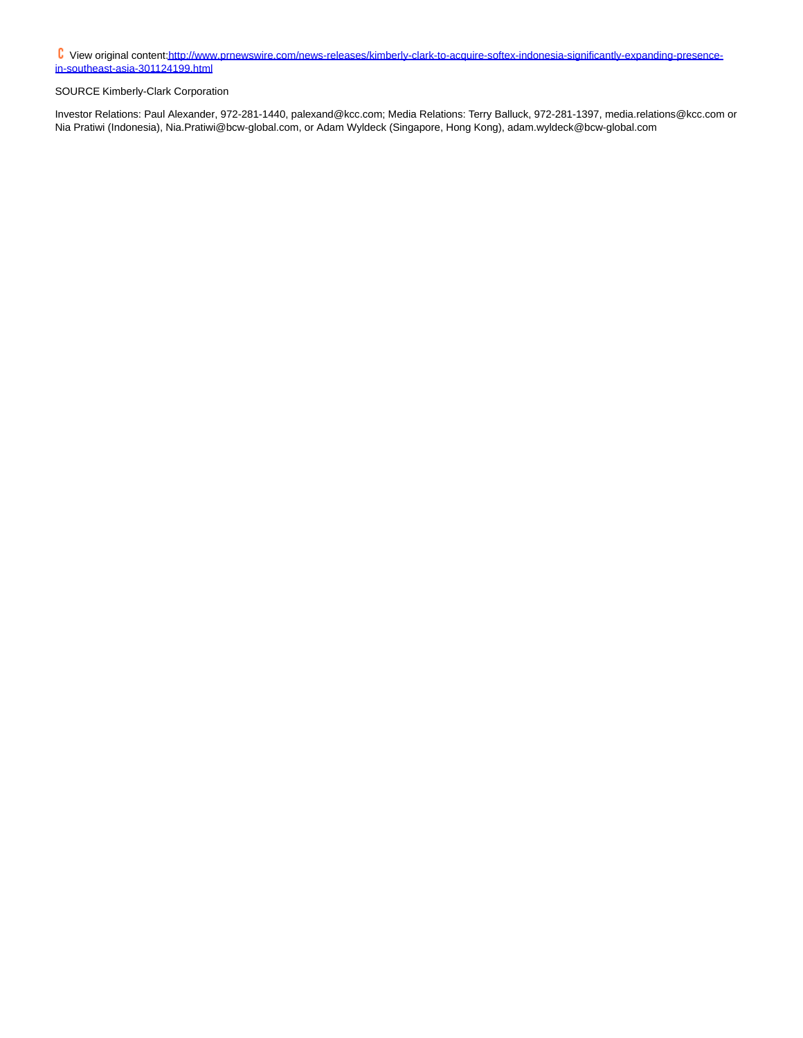View original content:http://www.prnewswire.com/news-releases/kimberly-clark-to-acquire-softex-indonesia-significantly-expanding-presence-in-southeast-asia-301124199.html

SOURCE Kimberly-Clark Corporation

Investor Relations: Paul Alexander, 972-281-1440, palexand@kcc.com; Media Relations: Terry Balluck, 972-281-1397, media.relations@kcc.com or Nia Pratiwi (Indonesia), Nia.Pratiwi@bcw-global.com, or Adam Wyldeck (Singapore, Hong Kong), adam.wyldeck@bcw-global.com